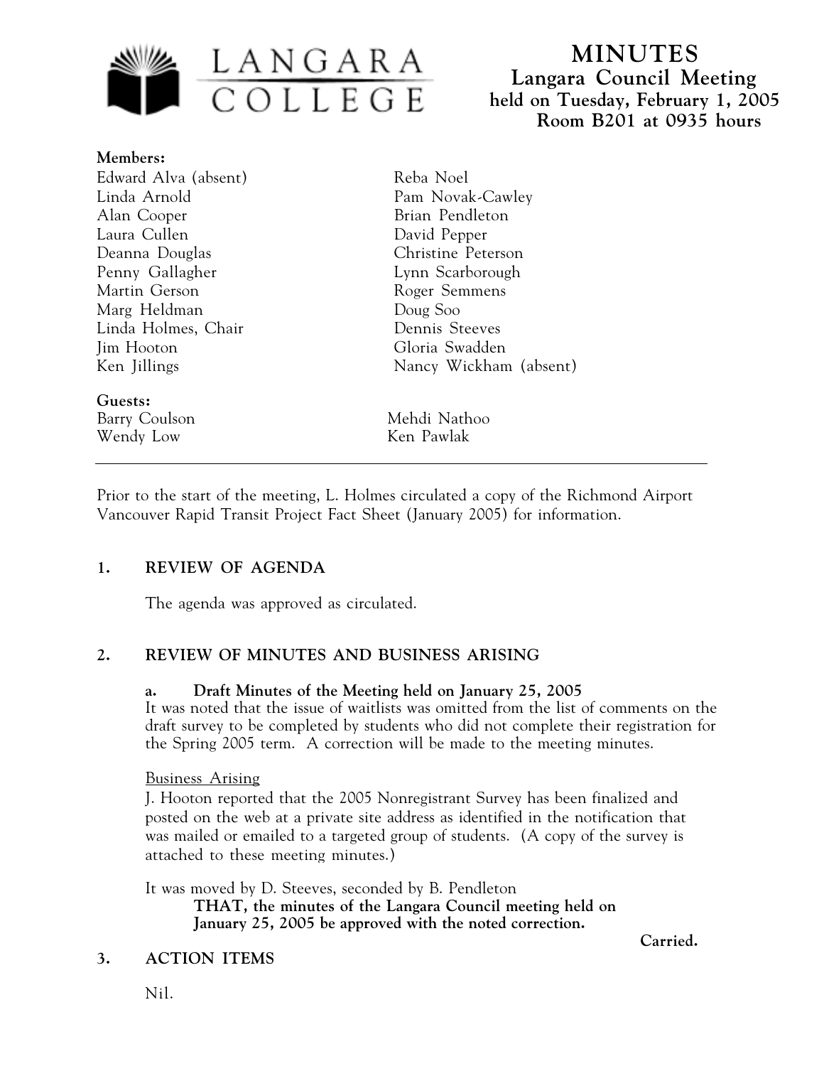# MINUTES

## Langara Council Meeting

**held on Tuesday, February 1, 2005**
**Room B201 at 0935 hours**

**Members:**

Edward Alva (absent)
Linda Arnold
Alan Cooper
Laura Cullen
Deanna Douglas
Penny Gallagher
Martin Gerson
Marg Heldman
Linda Holmes, Chair
Jim Hooton
Ken Jillings
Reba Noel
Pam Novak-Cawley
Brian Pendleton
David Pepper
Christine Peterson
Lynn Scarborough
Roger Semmens
Doug Soo
Dennis Steeves
Gloria Swadden
Nancy Wickham (absent)

**Guests:**

Barry Coulson
Wendy Low
Mehdi Nathoo
Ken Pawlak

---

Prior to the start of the meeting, L. Holmes circulated a copy of the Richmond Airport Vancouver Rapid Transit Project Fact Sheet (January 2005) for information.

### 1. REVIEW OF AGENDA

The agenda was approved as circulated.

### 2. REVIEW OF MINUTES AND BUSINESS ARISING

**a. Draft Minutes of the Meeting held on January 25, 2005**

It was noted that the issue of waitlists was omitted from the list of comments on the draft survey to be completed by students who did not complete their registration for the Spring 2005 term. A correction will be made to the meeting minutes.

Business Arising

J. Hooton reported that the 2005 Nonregistrant Survey has been finalized and posted on the web at a private site address as identified in the notification that was mailed or emailed to a targeted group of students. (A copy of the survey is attached to these meeting minutes.)

It was moved by D. Steeves, seconded by B. Pendleton

**THAT, the minutes of the Langara Council meeting held on January 25, 2005 be approved with the noted correction.**

**Carried.**

### 3. ACTION ITEMS

Nil.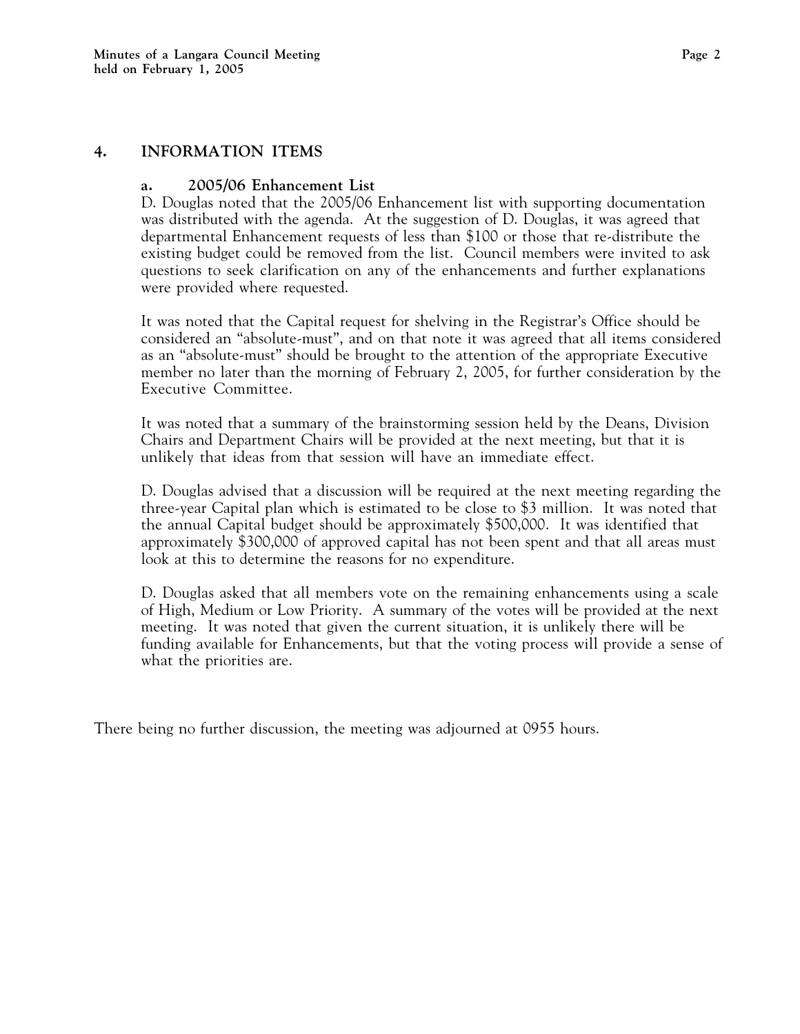## 4. INFORMATION ITEMS

### a. 2005/06 Enhancement List

D. Douglas noted that the 2005/06 Enhancement list with supporting documentation was distributed with the agenda. At the suggestion of D. Douglas, it was agreed that departmental Enhancement requests of less than $100 or those that re-distribute the existing budget could be removed from the list. Council members were invited to ask questions to seek clarification on any of the enhancements and further explanations were provided where requested.

It was noted that the Capital request for shelving in the Registrar's Office should be considered an "absolute-must", and on that note it was agreed that all items considered as an "absolute-must" should be brought to the attention of the appropriate Executive member no later than the morning of February 2, 2005, for further consideration by the Executive Committee.

It was noted that a summary of the brainstorming session held by the Deans, Division Chairs and Department Chairs will be provided at the next meeting, but that it is unlikely that ideas from that session will have an immediate effect.

D. Douglas advised that a discussion will be required at the next meeting regarding the three-year Capital plan which is estimated to be close to $3 million. It was noted that the annual Capital budget should be approximately $500,000. It was identified that approximately $300,000 of approved capital has not been spent and that all areas must look at this to determine the reasons for no expenditure.

D. Douglas asked that all members vote on the remaining enhancements using a scale of High, Medium or Low Priority. A summary of the votes will be provided at the next meeting. It was noted that given the current situation, it is unlikely there will be funding available for Enhancements, but that the voting process will provide a sense of what the priorities are.

There being no further discussion, the meeting was adjourned at 0955 hours.